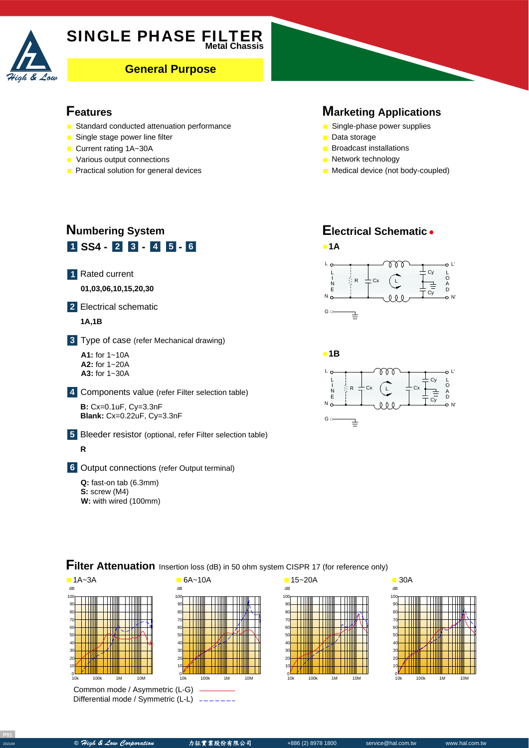# SINGLE PHASE FILTER

**Metal Chassis**

**General Purpose**

## Features

- Standard conducted attenuation performance
- Single stage power line filter
- Current rating 1A~30A
- Various output connections
- Practical solution for general devices

## Marketing Applications

- Single-phase power supplies
- Data storage
- Broadcast installations
- Network technology
- Medical device (not body-coupled)

## Numbering System

**1 SS4 - 2 3 - 4 5 - 6**

**1** Rated current

**01,03,06,10,15,20,30**

**2** Electrical schematic

**1A,1B**

**3** Type of case (refer Mechanical drawing)

**A1:** for 1~10A
**A2:** for 1~20A
**A3:** for 1~30A

**4** Components value (refer Filter selection table)

**B:** Cx=0.1uF, Cy=3.3nF
**Blank:** Cx=0.22uF, Cy=3.3nF

**5** Bleeder resistor (optional, refer Filter selection table)

**R**

**6** Output connections (refer Output terminal)

**Q:** fast-on tab (6.3mm)
**S:** screw (M4)
**W:** with wired (100mm)

## Electrical Schematic

**1A**

**1B**

## Filter Attenuation

Insertion loss (dB) in 50 ohm system CISPR 17 (for reference only)

1A~3A | 6A~10A | 15~20A | 30A

Common mode / Asymmetric (L-G) ————

Differential mode / Symmetric (L-L) – – – – – – –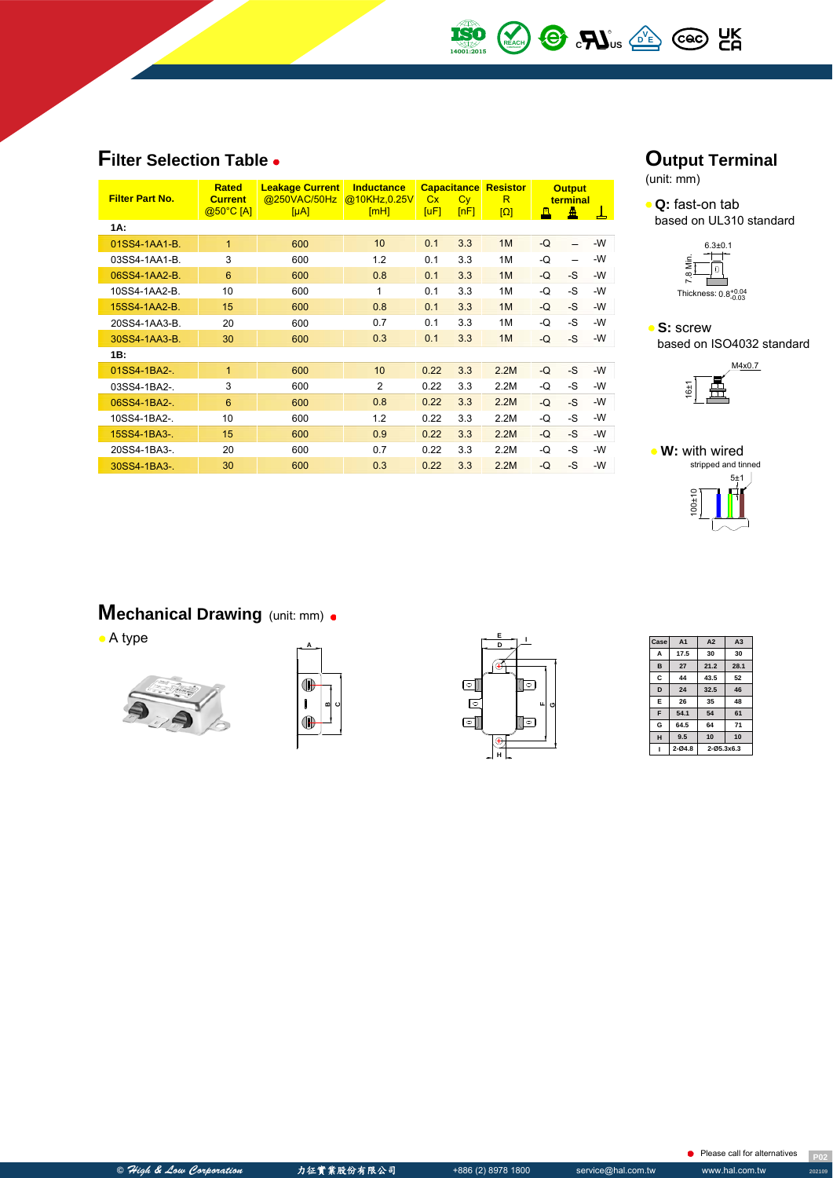## Filter Selection Table ●

| Filter Part No. | Rated Current @50°C [A] | Leakage Current @250VAC/50Hz [μA] | Inductance @10KHz,0.25V [mH] | Capacitance Cx [uF] | Capacitance Cy [nF] | Resistor R [Ω] | Output terminal | | |
|---|---|---|---|---|---|---|---|---|---|
| **1A:** | | | | | | | | | |
| 01SS4-1AA1-B. | 1 | 600 | 10 | 0.1 | 3.3 | 1M | -Q | – | -W |
| 03SS4-1AA1-B. | 3 | 600 | 1.2 | 0.1 | 3.3 | 1M | -Q | – | -W |
| 06SS4-1AA2-B. | 6 | 600 | 0.8 | 0.1 | 3.3 | 1M | -Q | -S | -W |
| 10SS4-1AA2-B. | 10 | 600 | 1 | 0.1 | 3.3 | 1M | -Q | -S | -W |
| 15SS4-1AA2-B. | 15 | 600 | 0.8 | 0.1 | 3.3 | 1M | -Q | -S | -W |
| 20SS4-1AA3-B. | 20 | 600 | 0.7 | 0.1 | 3.3 | 1M | -Q | -S | -W |
| 30SS4-1AA3-B. | 30 | 600 | 0.3 | 0.1 | 3.3 | 1M | -Q | -S | -W |
| **1B:** | | | | | | | | | |
| 01SS4-1BA2-. | 1 | 600 | 10 | 0.22 | 3.3 | 2.2M | -Q | -S | -W |
| 03SS4-1BA2-. | 3 | 600 | 2 | 0.22 | 3.3 | 2.2M | -Q | -S | -W |
| 06SS4-1BA2-. | 6 | 600 | 0.8 | 0.22 | 3.3 | 2.2M | -Q | -S | -W |
| 10SS4-1BA2-. | 10 | 600 | 1.2 | 0.22 | 3.3 | 2.2M | -Q | -S | -W |
| 15SS4-1BA3-. | 15 | 600 | 0.9 | 0.22 | 3.3 | 2.2M | -Q | -S | -W |
| 20SS4-1BA3-. | 20 | 600 | 0.7 | 0.22 | 3.3 | 2.2M | -Q | -S | -W |
| 30SS4-1BA3-. | 30 | 600 | 0.3 | 0.22 | 3.3 | 2.2M | -Q | -S | -W |

## Output Terminal

(unit: mm)

- **Q:** fast-on tab
  based on UL310 standard

6.3±0.1
7.8 Min.
Thickness: $0.8^{+0.04}_{-0.03}$

- **S:** screw
  based on ISO4032 standard

M4x0.7
16±1

- **W:** with wired
  stripped and tinned

5±1
100±10

## Mechanical Drawing (unit: mm) ●

- A type

| Case | A1 | A2 | A3 |
|---|---|---|---|
| A | 17.5 | 30 | 30 |
| B | 27 | 21.2 | 28.1 |
| C | 44 | 43.5 | 52 |
| D | 24 | 32.5 | 46 |
| E | 26 | 35 | 48 |
| F | 54.1 | 54 | 61 |
| G | 64.5 | 64 | 71 |
| H | 9.5 | 10 | 10 |
| I | 2-Ø4.8 | 2-Ø5.3x6.3 | |

● Please call for alternatives